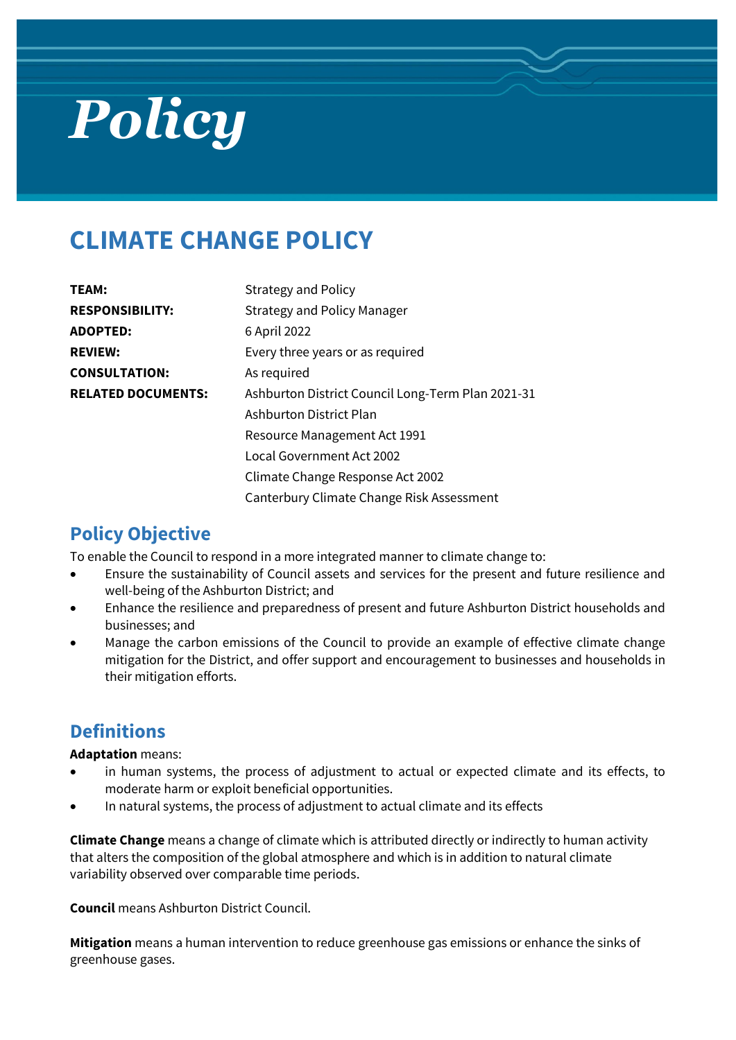# Policy

## CLIMATE CHANGE POLICY

| | |
|---|---|
| **TEAM:** | Strategy and Policy |
| **RESPONSIBILITY:** | Strategy and Policy Manager |
| **ADOPTED:** | 6 April 2022 |
| **REVIEW:** | Every three years or as required |
| **CONSULTATION:** | As required |
| **RELATED DOCUMENTS:** | Ashburton District Council Long-Term Plan 2021-31 |
| | Ashburton District Plan |
| | Resource Management Act 1991 |
| | Local Government Act 2002 |
| | Climate Change Response Act 2002 |
| | Canterbury Climate Change Risk Assessment |

## Policy Objective

To enable the Council to respond in a more integrated manner to climate change to:

- Ensure the sustainability of Council assets and services for the present and future resilience and well-being of the Ashburton District; and
- Enhance the resilience and preparedness of present and future Ashburton District households and businesses; and
- Manage the carbon emissions of the Council to provide an example of effective climate change mitigation for the District, and offer support and encouragement to businesses and households in their mitigation efforts.

## Definitions

**Adaptation** means:

- in human systems, the process of adjustment to actual or expected climate and its effects, to moderate harm or exploit beneficial opportunities.
- In natural systems, the process of adjustment to actual climate and its effects

**Climate Change** means a change of climate which is attributed directly or indirectly to human activity that alters the composition of the global atmosphere and which is in addition to natural climate variability observed over comparable time periods.

**Council** means Ashburton District Council.

**Mitigation** means a human intervention to reduce greenhouse gas emissions or enhance the sinks of greenhouse gases.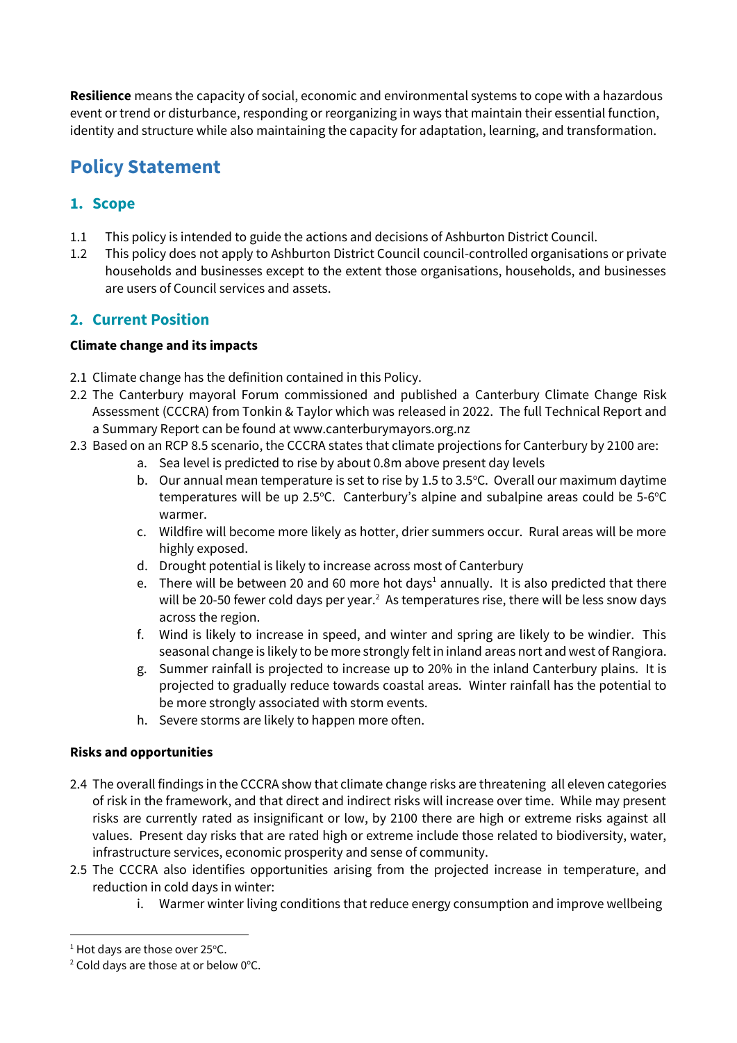**Resilience** means the capacity of social, economic and environmental systems to cope with a hazardous event or trend or disturbance, responding or reorganizing in ways that maintain their essential function, identity and structure while also maintaining the capacity for adaptation, learning, and transformation.

# Policy Statement

## 1. Scope

1.1 This policy is intended to guide the actions and decisions of Ashburton District Council.

1.2 This policy does not apply to Ashburton District Council council-controlled organisations or private households and businesses except to the extent those organisations, households, and businesses are users of Council services and assets.

## 2. Current Position

**Climate change and its impacts**

2.1 Climate change has the definition contained in this Policy.

2.2 The Canterbury mayoral Forum commissioned and published a Canterbury Climate Change Risk Assessment (CCCRA) from Tonkin & Taylor which was released in 2022. The full Technical Report and a Summary Report can be found at www.canterburymayors.org.nz

2.3 Based on an RCP 8.5 scenario, the CCCRA states that climate projections for Canterbury by 2100 are:

   a. Sea level is predicted to rise by about 0.8m above present day levels
   b. Our annual mean temperature is set to rise by 1.5 to 3.5°C. Overall our maximum daytime temperatures will be up 2.5°C. Canterbury's alpine and subalpine areas could be 5-6°C warmer.
   c. Wildfire will become more likely as hotter, drier summers occur. Rural areas will be more highly exposed.
   d. Drought potential is likely to increase across most of Canterbury
   e. There will be between 20 and 60 more hot days[1] annually. It is also predicted that there will be 20-50 fewer cold days per year.[2] As temperatures rise, there will be less snow days across the region.
   f. Wind is likely to increase in speed, and winter and spring are likely to be windier. This seasonal change is likely to be more strongly felt in inland areas nort and west of Rangiora.
   g. Summer rainfall is projected to increase up to 20% in the inland Canterbury plains. It is projected to gradually reduce towards coastal areas. Winter rainfall has the potential to be more strongly associated with storm events.
   h. Severe storms are likely to happen more often.

**Risks and opportunities**

2.4 The overall findings in the CCCRA show that climate change risks are threatening all eleven categories of risk in the framework, and that direct and indirect risks will increase over time. While may present risks are currently rated as insignificant or low, by 2100 there are high or extreme risks against all values. Present day risks that are rated high or extreme include those related to biodiversity, water, infrastructure services, economic prosperity and sense of community.

2.5 The CCCRA also identifies opportunities arising from the projected increase in temperature, and reduction in cold days in winter:

   i. Warmer winter living conditions that reduce energy consumption and improve wellbeing

---

[1] Hot days are those over 25°C.

[2] Cold days are those at or below 0°C.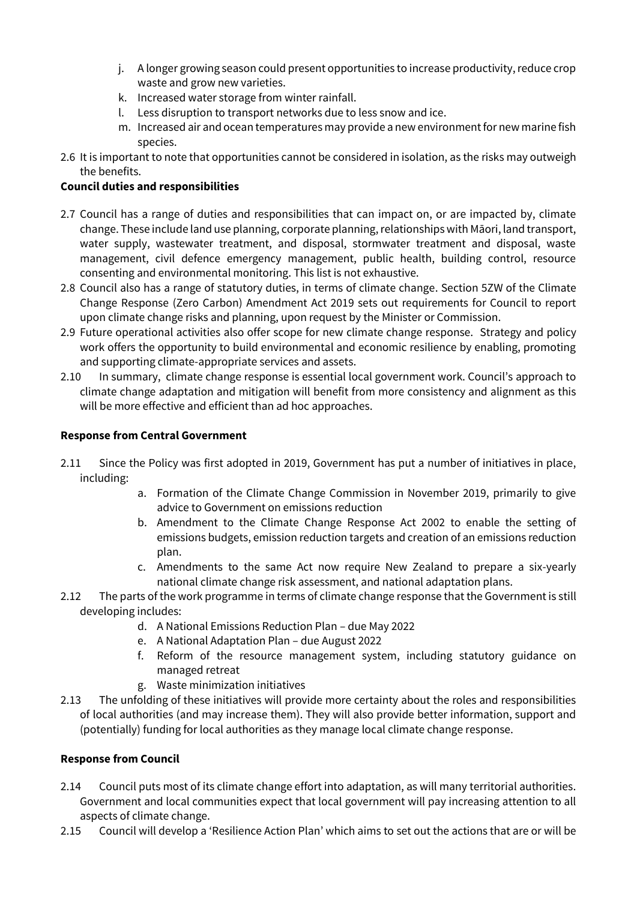j. A longer growing season could present opportunities to increase productivity, reduce crop waste and grow new varieties.
k. Increased water storage from winter rainfall.
l. Less disruption to transport networks due to less snow and ice.
m. Increased air and ocean temperatures may provide a new environment for new marine fish species.

2.6 It is important to note that opportunities cannot be considered in isolation, as the risks may outweigh the benefits.

**Council duties and responsibilities**

2.7 Council has a range of duties and responsibilities that can impact on, or are impacted by, climate change. These include land use planning, corporate planning, relationships with Māori, land transport, water supply, wastewater treatment, and disposal, stormwater treatment and disposal, waste management, civil defence emergency management, public health, building control, resource consenting and environmental monitoring. This list is not exhaustive.

2.8 Council also has a range of statutory duties, in terms of climate change. Section 5ZW of the Climate Change Response (Zero Carbon) Amendment Act 2019 sets out requirements for Council to report upon climate change risks and planning, upon request by the Minister or Commission.

2.9 Future operational activities also offer scope for new climate change response. Strategy and policy work offers the opportunity to build environmental and economic resilience by enabling, promoting and supporting climate-appropriate services and assets.

2.10 In summary, climate change response is essential local government work. Council's approach to climate change adaptation and mitigation will benefit from more consistency and alignment as this will be more effective and efficient than ad hoc approaches.

**Response from Central Government**

2.11 Since the Policy was first adopted in 2019, Government has put a number of initiatives in place, including:

a. Formation of the Climate Change Commission in November 2019, primarily to give advice to Government on emissions reduction
b. Amendment to the Climate Change Response Act 2002 to enable the setting of emissions budgets, emission reduction targets and creation of an emissions reduction plan.
c. Amendments to the same Act now require New Zealand to prepare a six-yearly national climate change risk assessment, and national adaptation plans.

2.12 The parts of the work programme in terms of climate change response that the Government is still developing includes:

d. A National Emissions Reduction Plan – due May 2022
e. A National Adaptation Plan – due August 2022
f. Reform of the resource management system, including statutory guidance on managed retreat
g. Waste minimization initiatives

2.13 The unfolding of these initiatives will provide more certainty about the roles and responsibilities of local authorities (and may increase them). They will also provide better information, support and (potentially) funding for local authorities as they manage local climate change response.

**Response from Council**

2.14 Council puts most of its climate change effort into adaptation, as will many territorial authorities. Government and local communities expect that local government will pay increasing attention to all aspects of climate change.

2.15 Council will develop a 'Resilience Action Plan' which aims to set out the actions that are or will be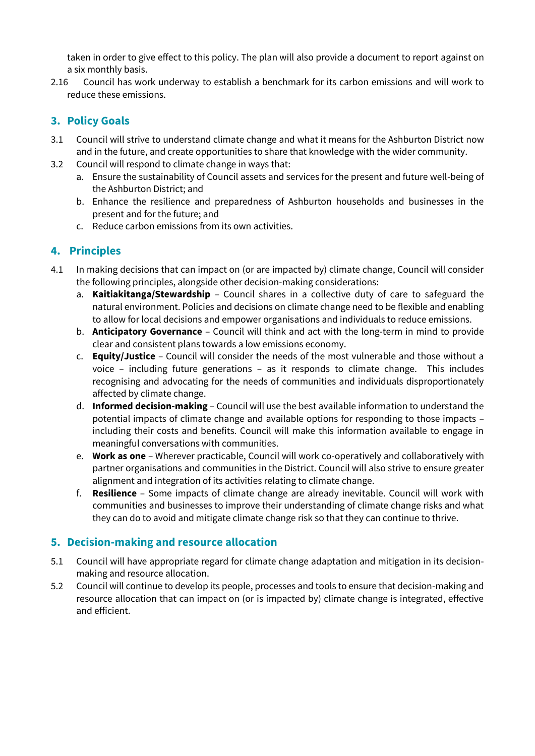taken in order to give effect to this policy. The plan will also provide a document to report against on a six monthly basis.

2.16 Council has work underway to establish a benchmark for its carbon emissions and will work to reduce these emissions.

## 3. Policy Goals

3.1 Council will strive to understand climate change and what it means for the Ashburton District now and in the future, and create opportunities to share that knowledge with the wider community.

3.2 Council will respond to climate change in ways that:

a. Ensure the sustainability of Council assets and services for the present and future well-being of the Ashburton District; and

b. Enhance the resilience and preparedness of Ashburton households and businesses in the present and for the future; and

c. Reduce carbon emissions from its own activities.

## 4. Principles

4.1 In making decisions that can impact on (or are impacted by) climate change, Council will consider the following principles, alongside other decision-making considerations:

a. **Kaitiakitanga/Stewardship** – Council shares in a collective duty of care to safeguard the natural environment. Policies and decisions on climate change need to be flexible and enabling to allow for local decisions and empower organisations and individuals to reduce emissions.

b. **Anticipatory Governance** – Council will think and act with the long-term in mind to provide clear and consistent plans towards a low emissions economy.

c. **Equity/Justice** – Council will consider the needs of the most vulnerable and those without a voice – including future generations – as it responds to climate change. This includes recognising and advocating for the needs of communities and individuals disproportionately affected by climate change.

d. **Informed decision-making** – Council will use the best available information to understand the potential impacts of climate change and available options for responding to those impacts – including their costs and benefits. Council will make this information available to engage in meaningful conversations with communities.

e. **Work as one** – Wherever practicable, Council will work co-operatively and collaboratively with partner organisations and communities in the District. Council will also strive to ensure greater alignment and integration of its activities relating to climate change.

f. **Resilience** – Some impacts of climate change are already inevitable. Council will work with communities and businesses to improve their understanding of climate change risks and what they can do to avoid and mitigate climate change risk so that they can continue to thrive.

## 5. Decision-making and resource allocation

5.1 Council will have appropriate regard for climate change adaptation and mitigation in its decision-making and resource allocation.

5.2 Council will continue to develop its people, processes and tools to ensure that decision-making and resource allocation that can impact on (or is impacted by) climate change is integrated, effective and efficient.